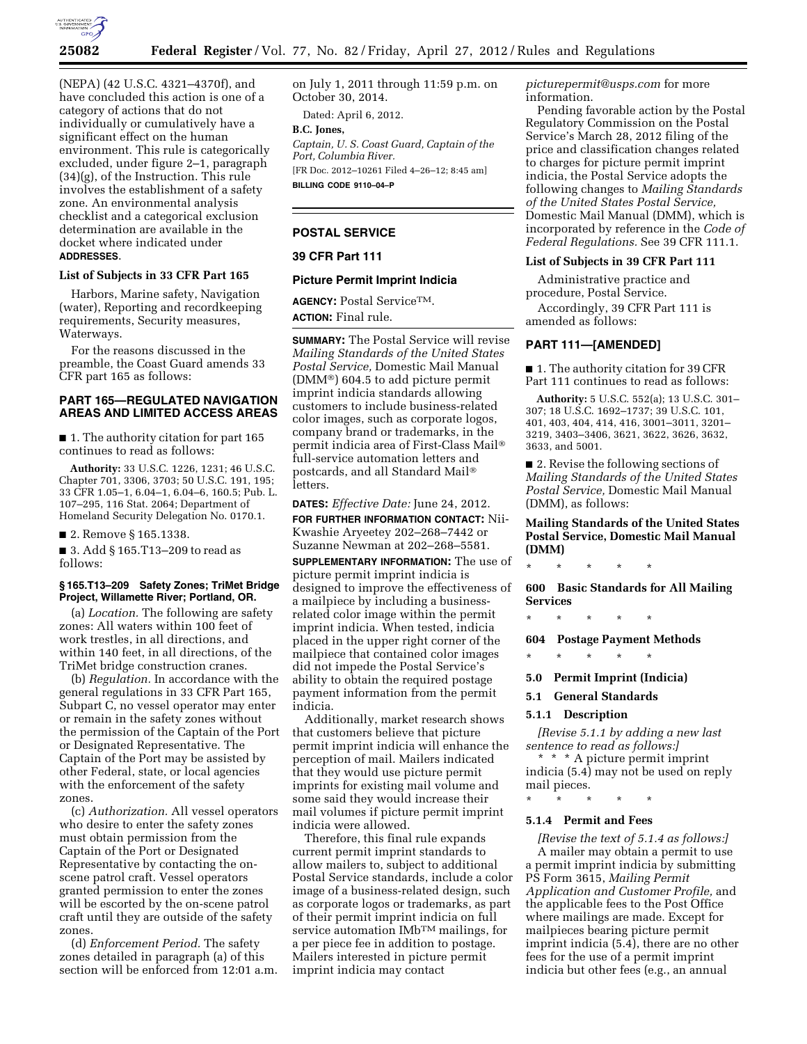(NEPA) (42 U.S.C. 4321–4370f), and have concluded this action is one of a category of actions that do not individually or cumulatively have a significant effect on the human environment. This rule is categorically excluded, under figure 2–1, paragraph (34)(g), of the Instruction. This rule involves the establishment of a safety zone. An environmental analysis checklist and a categorical exclusion determination are available in the docket where indicated under **ADDRESSES**.

### List of Subjects in 33 CFR Part 165

Harbors, Marine safety, Navigation (water), Reporting and recordkeeping requirements, Security measures, Waterways.

For the reasons discussed in the preamble, the Coast Guard amends 33 CFR part 165 as follows:

## PART 165—REGULATED NAVIGATION AREAS AND LIMITED ACCESS AREAS

■ 1. The authority citation for part 165 continues to read as follows:

**Authority:** 33 U.S.C. 1226, 1231; 46 U.S.C. Chapter 701, 3306, 3703; 50 U.S.C. 191, 195; 33 CFR 1.05–1, 6.04–1, 6.04–6, 160.5; Pub. L. 107–295, 116 Stat. 2064; Department of Homeland Security Delegation No. 0170.1.

■ 2. Remove § 165.1338.

■ 3. Add § 165.T13–209 to read as follows:

### § 165.T13–209 Safety Zones; TriMet Bridge Project, Willamette River; Portland, OR.

(a) *Location.* The following are safety zones: All waters within 100 feet of work trestles, in all directions, and within 140 feet, in all directions, of the TriMet bridge construction cranes.

(b) *Regulation.* In accordance with the general regulations in 33 CFR Part 165, Subpart C, no vessel operator may enter or remain in the safety zones without the permission of the Captain of the Port or Designated Representative. The Captain of the Port may be assisted by other Federal, state, or local agencies with the enforcement of the safety zones.

(c) *Authorization.* All vessel operators who desire to enter the safety zones must obtain permission from the Captain of the Port or Designated Representative by contacting the on-scene patrol craft. Vessel operators granted permission to enter the zones will be escorted by the on-scene patrol craft until they are outside of the safety zones.

(d) *Enforcement Period.* The safety zones detailed in paragraph (a) of this section will be enforced from 12:01 a.m. on July 1, 2011 through 11:59 p.m. on October 30, 2014.

Dated: April 6, 2012.

**B.C. Jones,**

*Captain, U. S. Coast Guard, Captain of the Port, Columbia River.*

[FR Doc. 2012–10261 Filed 4–26–12; 8:45 am]

**BILLING CODE 9110–04–P**

---

## POSTAL SERVICE

## 39 CFR Part 111

## Picture Permit Imprint Indicia

**AGENCY:** Postal Service™.

**ACTION:** Final rule.

**SUMMARY:** The Postal Service will revise *Mailing Standards of the United States Postal Service,* Domestic Mail Manual (DMM®) 604.5 to add picture permit imprint indicia standards allowing customers to include business-related color images, such as corporate logos, company brand or trademarks, in the permit indicia area of First-Class Mail® full-service automation letters and postcards, and all Standard Mail® letters.

**DATES:** *Effective Date:* June 24, 2012.

**FOR FURTHER INFORMATION CONTACT:** Nii-Kwashie Aryeetey 202–268–7442 or Suzanne Newman at 202–268–5581.

**SUPPLEMENTARY INFORMATION:** The use of picture permit imprint indicia is designed to improve the effectiveness of a mailpiece by including a business-related color image within the permit imprint indicia. When tested, indicia placed in the upper right corner of the mailpiece that contained color images did not impede the Postal Service's ability to obtain the required postage payment information from the permit indicia.

Additionally, market research shows that customers believe that picture permit imprint indicia will enhance the perception of mail. Mailers indicated that they would use picture permit imprints for existing mail volume and some said they would increase their mail volumes if picture permit imprint indicia were allowed.

Therefore, this final rule expands current permit imprint standards to allow mailers to, subject to additional Postal Service standards, include a color image of a business-related design, such as corporate logos or trademarks, as part of their permit imprint indicia on full service automation IMb™ mailings, for a per piece fee in addition to postage. Mailers interested in picture permit imprint indicia may contact *picturepermit@usps.com* for more information.

Pending favorable action by the Postal Regulatory Commission on the Postal Service's March 28, 2012 filing of the price and classification changes related to charges for picture permit imprint indicia, the Postal Service adopts the following changes to *Mailing Standards of the United States Postal Service,* Domestic Mail Manual (DMM), which is incorporated by reference in the *Code of Federal Regulations.* See 39 CFR 111.1.

### List of Subjects in 39 CFR Part 111

Administrative practice and procedure, Postal Service.

Accordingly, 39 CFR Part 111 is amended as follows:

## PART 111—[AMENDED]

■ 1. The authority citation for 39 CFR Part 111 continues to read as follows:

**Authority:** 5 U.S.C. 552(a); 13 U.S.C. 301–307; 18 U.S.C. 1692–1737; 39 U.S.C. 101, 401, 403, 404, 414, 416, 3001–3011, 3201–3219, 3403–3406, 3621, 3622, 3626, 3632, 3633, and 5001.

■ 2. Revise the following sections of *Mailing Standards of the United States Postal Service,* Domestic Mail Manual (DMM), as follows:

### Mailing Standards of the United States Postal Service, Domestic Mail Manual (DMM)

\* \* \* \* \*

### 600 Basic Standards for All Mailing Services

\* \* \* \* \*

### 604 Postage Payment Methods

\* \* \* \* \*

### 5.0 Permit Imprint (Indicia)

### 5.1 General Standards

### 5.1.1 Description

*[Revise 5.1.1 by adding a new last sentence to read as follows:]*

\* \* \* A picture permit imprint indicia (5.4) may not be used on reply mail pieces.

\* \* \* \* \*

### 5.1.4 Permit and Fees

*[Revise the text of 5.1.4 as follows:]*

A mailer may obtain a permit to use a permit imprint indicia by submitting PS Form 3615, *Mailing Permit Application and Customer Profile,* and the applicable fees to the Post Office where mailings are made. Except for mailpieces bearing picture permit imprint indicia (5.4), there are no other fees for the use of a permit imprint indicia but other fees (e.g., an annual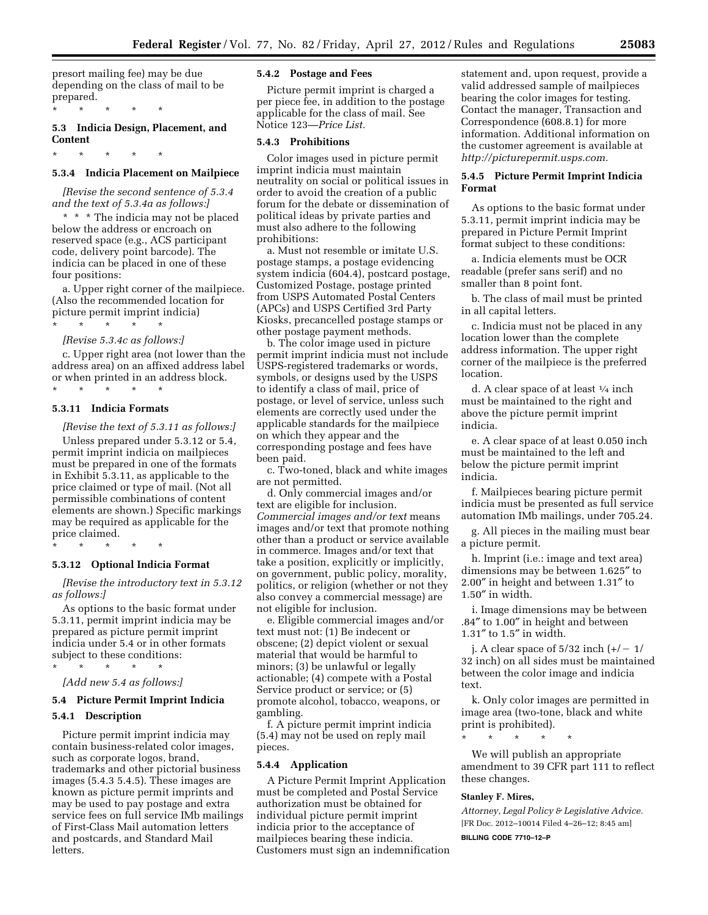presort mailing fee) may be due depending on the class of mail to be prepared.

\* \* \* \* \*

### 5.3 Indicia Design, Placement, and Content

\* \* \* \* \*

#### 5.3.4 Indicia Placement on Mailpiece

*[Revise the second sentence of 5.3.4 and the text of 5.3.4a as follows:]*

\* \* \* The indicia may not be placed below the address or encroach on reserved space (e.g., ACS participant code, delivery point barcode). The indicia can be placed in one of these four positions:

a. Upper right corner of the mailpiece. (Also the recommended location for picture permit imprint indicia)

\* \* \* \* \*

*[Revise 5.3.4c as follows:]*

c. Upper right area (not lower than the address area) on an affixed address label or when printed in an address block.

\* \* \* \* \*

#### 5.3.11 Indicia Formats

*[Revise the text of 5.3.11 as follows:]*

Unless prepared under 5.3.12 or 5.4, permit imprint indicia on mailpieces must be prepared in one of the formats in Exhibit 5.3.11, as applicable to the price claimed or type of mail. (Not all permissible combinations of content elements are shown.) Specific markings may be required as applicable for the price claimed.

\* \* \* \* \*

#### 5.3.12 Optional Indicia Format

*[Revise the introductory text in 5.3.12 as follows:]*

As options to the basic format under 5.3.11, permit imprint indicia may be prepared as picture permit imprint indicia under 5.4 or in other formats subject to these conditions:

\* \* \* \* \*

*[Add new 5.4 as follows:]*

### 5.4 Picture Permit Imprint Indicia

#### 5.4.1 Description

Picture permit imprint indicia may contain business-related color images, such as corporate logos, brand, trademarks and other pictorial business images (5.4.3 5.4.5). These images are known as picture permit imprints and may be used to pay postage and extra service fees on full service IMb mailings of First-Class Mail automation letters and postcards, and Standard Mail letters.

#### 5.4.2 Postage and Fees

Picture permit imprint is charged a per piece fee, in addition to the postage applicable for the class of mail. See Notice 123—*Price List.*

#### 5.4.3 Prohibitions

Color images used in picture permit imprint indicia must maintain neutrality on social or political issues in order to avoid the creation of a public forum for the debate or dissemination of political ideas by private parties and must also adhere to the following prohibitions:

a. Must not resemble or imitate U.S. postage stamps, a postage evidencing system indicia (604.4), postcard postage, Customized Postage, postage printed from USPS Automated Postal Centers (APCs) and USPS Certified 3rd Party Kiosks, precancelled postage stamps or other postage payment methods.

b. The color image used in picture permit imprint indicia must not include USPS-registered trademarks or words, symbols, or designs used by the USPS to identify a class of mail, price of postage, or level of service, unless such elements are correctly used under the applicable standards for the mailpiece on which they appear and the corresponding postage and fees have been paid.

c. Two-toned, black and white images are not permitted.

d. Only commercial images and/or text are eligible for inclusion. *Commercial images and/or text* means images and/or text that promote nothing other than a product or service available in commerce. Images and/or text that take a position, explicitly or implicitly, on government, public policy, morality, politics, or religion (whether or not they also convey a commercial message) are not eligible for inclusion.

e. Eligible commercial images and/or text must not: (1) Be indecent or obscene; (2) depict violent or sexual material that would be harmful to minors; (3) be unlawful or legally actionable; (4) compete with a Postal Service product or service; or (5) promote alcohol, tobacco, weapons, or gambling.

f. A picture permit imprint indicia (5.4) may not be used on reply mail pieces.

#### 5.4.4 Application

A Picture Permit Imprint Application must be completed and Postal Service authorization must be obtained for individual picture permit imprint indicia prior to the acceptance of mailpieces bearing these indicia. Customers must sign an indemnification statement and, upon request, provide a valid addressed sample of mailpieces bearing the color images for testing. Contact the manager, Transaction and Correspondence (608.8.1) for more information. Additional information on the customer agreement is available at *http://picturepermit.usps.com.*

#### 5.4.5 Picture Permit Imprint Indicia Format

As options to the basic format under 5.3.11, permit imprint indicia may be prepared in Picture Permit Imprint format subject to these conditions:

a. Indicia elements must be OCR readable (prefer sans serif) and no smaller than 8 point font.

b. The class of mail must be printed in all capital letters.

c. Indicia must not be placed in any location lower than the complete address information. The upper right corner of the mailpiece is the preferred location.

d. A clear space of at least ¼ inch must be maintained to the right and above the picture permit imprint indicia.

e. A clear space of at least 0.050 inch must be maintained to the left and below the picture permit imprint indicia.

f. Mailpieces bearing picture permit indicia must be presented as full service automation IMb mailings, under 705.24.

g. All pieces in the mailing must bear a picture permit.

h. Imprint (i.e.: image and text area) dimensions may be between 1.625″ to 2.00″ in height and between 1.31″ to 1.50″ in width.

i. Image dimensions may be between .84″ to 1.00″ in height and between 1.31″ to 1.5″ in width.

j. A clear space of 5/32 inch (+/− 1/32 inch) on all sides must be maintained between the color image and indicia text.

k. Only color images are permitted in image area (two-tone, black and white print is prohibited).

\* \* \* \* \*

We will publish an appropriate amendment to 39 CFR part 111 to reflect these changes.

**Stanley F. Mires,**

*Attorney, Legal Policy & Legislative Advice.*

[FR Doc. 2012–10014 Filed 4–26–12; 8:45 am]

**BILLING CODE 7710–12–P**